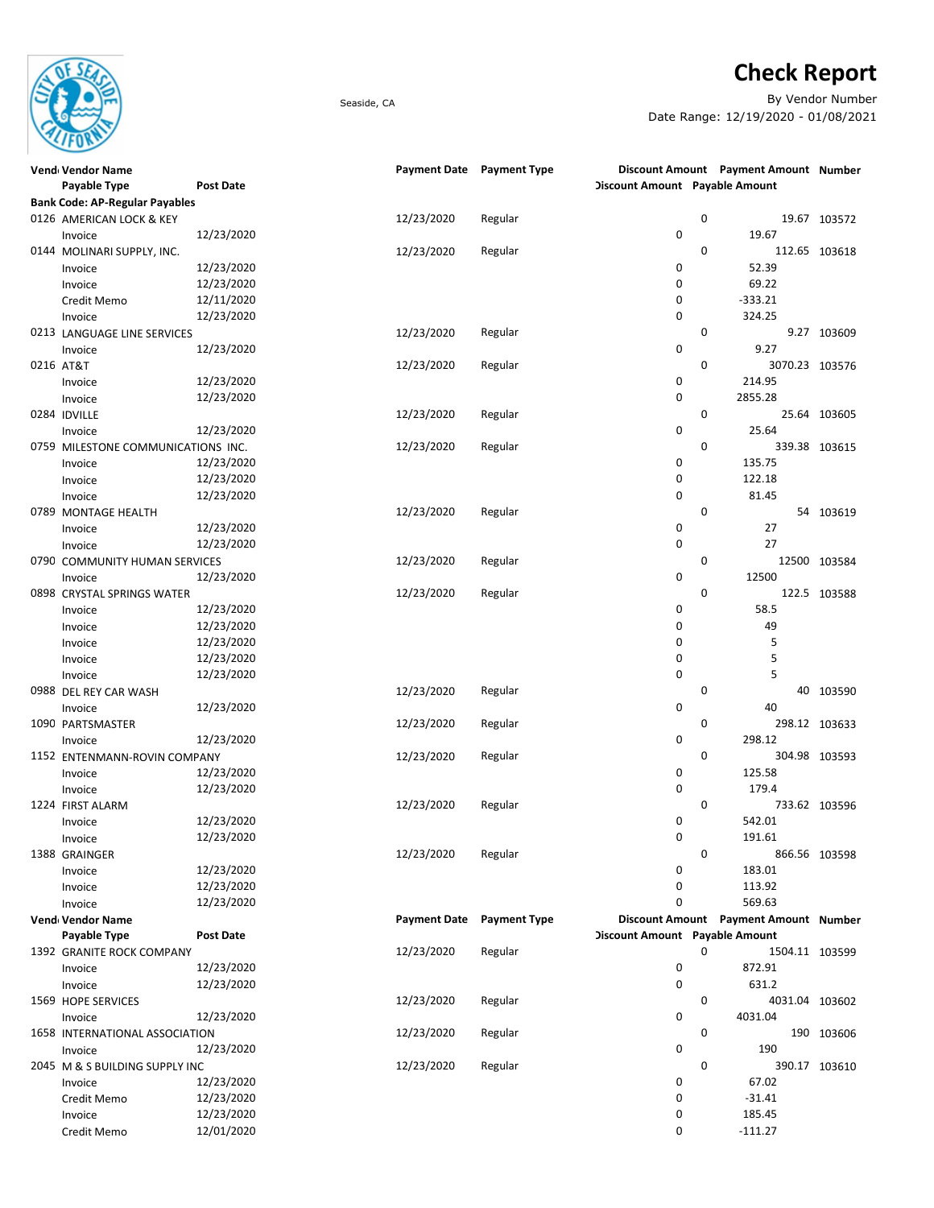# Check Report

Seaside, CA

By Vendor Number

Date Range: 12/19/2020 - 01/08/2021

| Vendor | Vendor Name / Payable Type | Post Date | Payment Date | Payment Type | Discount Amount | Payment Amount | Number |
|---|---|---|---|---|---|---|---|
| | Payable Type | Post Date | | | Discount Amount | Payable Amount | |
| **Bank Code: AP-Regular Payables** | | | | | | | |
| 0126 | AMERICAN LOCK & KEY | | 12/23/2020 | Regular | 0 | 19.67 | 103572 |
| | Invoice | 12/23/2020 | | | 0 | 19.67 | |
| 0144 | MOLINARI SUPPLY, INC. | | 12/23/2020 | Regular | 0 | 112.65 | 103618 |
| | Invoice | 12/23/2020 | | | 0 | 52.39 | |
| | Invoice | 12/23/2020 | | | 0 | 69.22 | |
| | Credit Memo | 12/11/2020 | | | 0 | -333.21 | |
| | Invoice | 12/23/2020 | | | 0 | 324.25 | |
| 0213 | LANGUAGE LINE SERVICES | | 12/23/2020 | Regular | 0 | 9.27 | 103609 |
| | Invoice | 12/23/2020 | | | 0 | 9.27 | |
| 0216 | AT&T | | 12/23/2020 | Regular | 0 | 3070.23 | 103576 |
| | Invoice | 12/23/2020 | | | 0 | 214.95 | |
| | Invoice | 12/23/2020 | | | 0 | 2855.28 | |
| 0284 | IDVILLE | | 12/23/2020 | Regular | 0 | 25.64 | 103605 |
| | Invoice | 12/23/2020 | | | 0 | 25.64 | |
| 0759 | MILESTONE COMMUNICATIONS INC. | | 12/23/2020 | Regular | 0 | 339.38 | 103615 |
| | Invoice | 12/23/2020 | | | 0 | 135.75 | |
| | Invoice | 12/23/2020 | | | 0 | 122.18 | |
| | Invoice | 12/23/2020 | | | 0 | 81.45 | |
| 0789 | MONTAGE HEALTH | | 12/23/2020 | Regular | 0 | 54 | 103619 |
| | Invoice | 12/23/2020 | | | 0 | 27 | |
| | Invoice | 12/23/2020 | | | 0 | 27 | |
| 0790 | COMMUNITY HUMAN SERVICES | | 12/23/2020 | Regular | 0 | 12500 | 103584 |
| | Invoice | 12/23/2020 | | | 0 | 12500 | |
| 0898 | CRYSTAL SPRINGS WATER | | 12/23/2020 | Regular | 0 | 122.5 | 103588 |
| | Invoice | 12/23/2020 | | | 0 | 58.5 | |
| | Invoice | 12/23/2020 | | | 0 | 49 | |
| | Invoice | 12/23/2020 | | | 0 | 5 | |
| | Invoice | 12/23/2020 | | | 0 | 5 | |
| | Invoice | 12/23/2020 | | | 0 | 5 | |
| 0988 | DEL REY CAR WASH | | 12/23/2020 | Regular | 0 | 40 | 103590 |
| | Invoice | 12/23/2020 | | | 0 | 40 | |
| 1090 | PARTSMASTER | | 12/23/2020 | Regular | 0 | 298.12 | 103633 |
| | Invoice | 12/23/2020 | | | 0 | 298.12 | |
| 1152 | ENTENMANN-ROVIN COMPANY | | 12/23/2020 | Regular | 0 | 304.98 | 103593 |
| | Invoice | 12/23/2020 | | | 0 | 125.58 | |
| | Invoice | 12/23/2020 | | | 0 | 179.4 | |
| 1224 | FIRST ALARM | | 12/23/2020 | Regular | 0 | 733.62 | 103596 |
| | Invoice | 12/23/2020 | | | 0 | 542.01 | |
| | Invoice | 12/23/2020 | | | 0 | 191.61 | |
| 1388 | GRAINGER | | 12/23/2020 | Regular | 0 | 866.56 | 103598 |
| | Invoice | 12/23/2020 | | | 0 | 183.01 | |
| | Invoice | 12/23/2020 | | | 0 | 113.92 | |
| | Invoice | 12/23/2020 | | | 0 | 569.63 | |
| 1392 | GRANITE ROCK COMPANY | | 12/23/2020 | Regular | 0 | 1504.11 | 103599 |
| | Invoice | 12/23/2020 | | | 0 | 872.91 | |
| | Invoice | 12/23/2020 | | | 0 | 631.2 | |
| 1569 | HOPE SERVICES | | 12/23/2020 | Regular | 0 | 4031.04 | 103602 |
| | Invoice | 12/23/2020 | | | 0 | 4031.04 | |
| 1658 | INTERNATIONAL ASSOCIATION | | 12/23/2020 | Regular | 0 | 190 | 103606 |
| | Invoice | 12/23/2020 | | | 0 | 190 | |
| 2045 | M & S BUILDING SUPPLY INC | | 12/23/2020 | Regular | 0 | 390.17 | 103610 |
| | Invoice | 12/23/2020 | | | 0 | 67.02 | |
| | Credit Memo | 12/23/2020 | | | 0 | -31.41 | |
| | Invoice | 12/23/2020 | | | 0 | 185.45 | |
| | Credit Memo | 12/01/2020 | | | 0 | -111.27 | |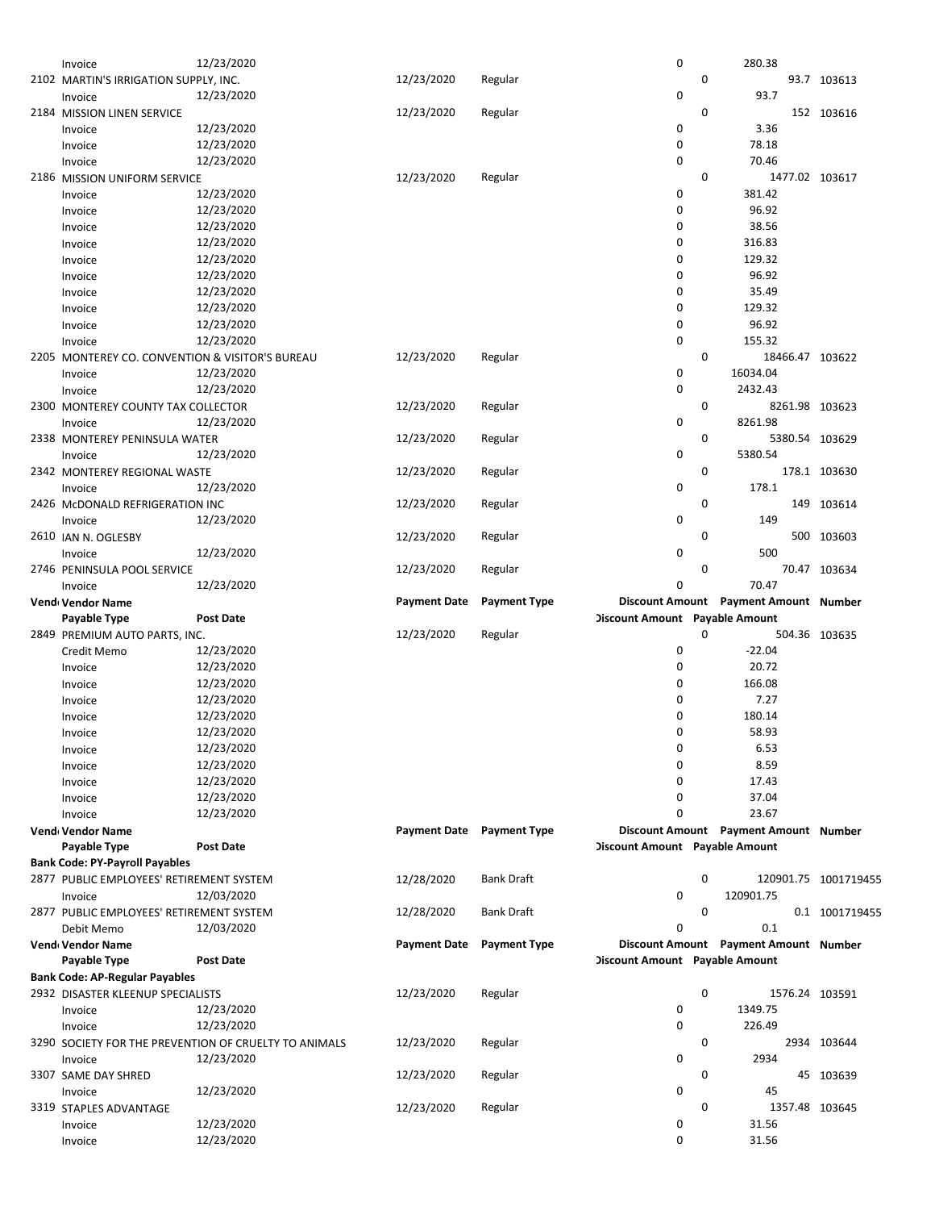| Vendor | Vendor Name | Payment Date | Payment Type | Discount Amount | Payment Amount | Number |
|---|---|---|---|---|---|---|
| | Invoice 12/23/2020 | | | 0 | 280.38 | |
| 2102 | MARTIN'S IRRIGATION SUPPLY, INC. | 12/23/2020 | Regular | 0 | 93.7 | 103613 |
| | Invoice 12/23/2020 | | | 0 | 93.7 | |
| 2184 | MISSION LINEN SERVICE | 12/23/2020 | Regular | 0 | 152 | 103616 |
| | Invoice 12/23/2020 | | | 0 | 3.36 | |
| | Invoice 12/23/2020 | | | 0 | 78.18 | |
| | Invoice 12/23/2020 | | | 0 | 70.46 | |
| 2186 | MISSION UNIFORM SERVICE | 12/23/2020 | Regular | 0 | 1477.02 | 103617 |
| | Invoice 12/23/2020 | | | 0 | 381.42 | |
| | Invoice 12/23/2020 | | | 0 | 96.92 | |
| | Invoice 12/23/2020 | | | 0 | 38.56 | |
| | Invoice 12/23/2020 | | | 0 | 316.83 | |
| | Invoice 12/23/2020 | | | 0 | 129.32 | |
| | Invoice 12/23/2020 | | | 0 | 96.92 | |
| | Invoice 12/23/2020 | | | 0 | 35.49 | |
| | Invoice 12/23/2020 | | | 0 | 129.32 | |
| | Invoice 12/23/2020 | | | 0 | 96.92 | |
| | Invoice 12/23/2020 | | | 0 | 155.32 | |
| 2205 | MONTEREY CO. CONVENTION & VISITOR'S BUREAU | 12/23/2020 | Regular | 0 | 18466.47 | 103622 |
| | Invoice 12/23/2020 | | | 0 | 16034.04 | |
| | Invoice 12/23/2020 | | | 0 | 2432.43 | |
| 2300 | MONTEREY COUNTY TAX COLLECTOR | 12/23/2020 | Regular | 0 | 8261.98 | 103623 |
| | Invoice 12/23/2020 | | | 0 | 8261.98 | |
| 2338 | MONTEREY PENINSULA WATER | 12/23/2020 | Regular | 0 | 5380.54 | 103629 |
| | Invoice 12/23/2020 | | | 0 | 5380.54 | |
| 2342 | MONTEREY REGIONAL WASTE | 12/23/2020 | Regular | 0 | 178.1 | 103630 |
| | Invoice 12/23/2020 | | | 0 | 178.1 | |
| 2426 | McDONALD REFRIGERATION INC | 12/23/2020 | Regular | 0 | 149 | 103614 |
| | Invoice 12/23/2020 | | | 0 | 149 | |
| 2610 | IAN N. OGLESBY | 12/23/2020 | Regular | 0 | 500 | 103603 |
| | Invoice 12/23/2020 | | | 0 | 500 | |
| 2746 | PENINSULA POOL SERVICE | 12/23/2020 | Regular | 0 | 70.47 | 103634 |
| | Invoice 12/23/2020 | | | 0 | 70.47 | |

| Vendor | Vendor Name / Payable Type | Post Date | Payment Date | Payment Type | Discount Amount | Payment Amount / Payable Amount | Number |
|---|---|---|---|---|---|---|---|
| 2849 | PREMIUM AUTO PARTS, INC. | | 12/23/2020 | Regular | 0 | 504.36 | 103635 |
| | Credit Memo | 12/23/2020 | | | 0 | -22.04 | |
| | Invoice | 12/23/2020 | | | 0 | 20.72 | |
| | Invoice | 12/23/2020 | | | 0 | 166.08 | |
| | Invoice | 12/23/2020 | | | 0 | 7.27 | |
| | Invoice | 12/23/2020 | | | 0 | 180.14 | |
| | Invoice | 12/23/2020 | | | 0 | 58.93 | |
| | Invoice | 12/23/2020 | | | 0 | 6.53 | |
| | Invoice | 12/23/2020 | | | 0 | 8.59 | |
| | Invoice | 12/23/2020 | | | 0 | 17.43 | |
| | Invoice | 12/23/2020 | | | 0 | 37.04 | |
| | Invoice | 12/23/2020 | | | 0 | 23.67 | |

**Bank Code: PY-Payroll Payables**

| Vendor | Vendor Name / Payable Type | Post Date | Payment Date | Payment Type | Discount Amount | Payment Amount / Payable Amount | Number |
|---|---|---|---|---|---|---|---|
| 2877 | PUBLIC EMPLOYEES' RETIREMENT SYSTEM | | 12/28/2020 | Bank Draft | 0 | 120901.75 | 1001719455 |
| | Invoice | 12/03/2020 | | | 0 | 120901.75 | |
| 2877 | PUBLIC EMPLOYEES' RETIREMENT SYSTEM | | 12/28/2020 | Bank Draft | 0 | 0.1 | 1001719455 |
| | Debit Memo | 12/03/2020 | | | 0 | 0.1 | |

**Bank Code: AP-Regular Payables**

| Vendor | Vendor Name / Payable Type | Post Date | Payment Date | Payment Type | Discount Amount | Payment Amount / Payable Amount | Number |
|---|---|---|---|---|---|---|---|
| 2932 | DISASTER KLEENUP SPECIALISTS | | 12/23/2020 | Regular | 0 | 1576.24 | 103591 |
| | Invoice | 12/23/2020 | | | 0 | 1349.75 | |
| | Invoice | 12/23/2020 | | | 0 | 226.49 | |
| 3290 | SOCIETY FOR THE PREVENTION OF CRUELTY TO ANIMALS | | 12/23/2020 | Regular | 0 | 2934 | 103644 |
| | Invoice | 12/23/2020 | | | 0 | 2934 | |
| 3307 | SAME DAY SHRED | | 12/23/2020 | Regular | 0 | 45 | 103639 |
| | Invoice | 12/23/2020 | | | 0 | 45 | |
| 3319 | STAPLES ADVANTAGE | | 12/23/2020 | Regular | 0 | 1357.48 | 103645 |
| | Invoice | 12/23/2020 | | | 0 | 31.56 | |
| | Invoice | 12/23/2020 | | | 0 | 31.56 | |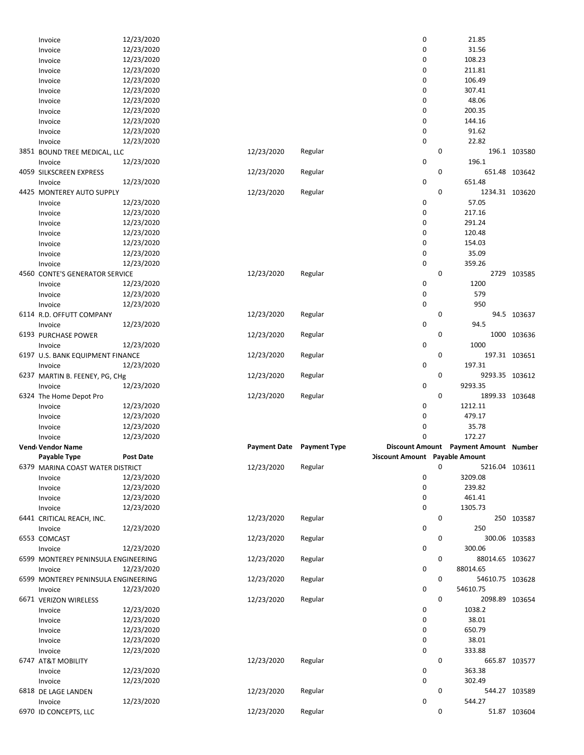| Vendor Number | Vendor Name | Payment Date | Payment Type | Discount Amount | Payment Amount | Number |
|---|---|---|---|---|---|---|
| | Payable Type / Post Date | | | Discount Amount | Payable Amount | |
| | Invoice 12/23/2020 | | | 0 | 21.85 | |
| | Invoice 12/23/2020 | | | 0 | 31.56 | |
| | Invoice 12/23/2020 | | | 0 | 108.23 | |
| | Invoice 12/23/2020 | | | 0 | 211.81 | |
| | Invoice 12/23/2020 | | | 0 | 106.49 | |
| | Invoice 12/23/2020 | | | 0 | 307.41 | |
| | Invoice 12/23/2020 | | | 0 | 48.06 | |
| | Invoice 12/23/2020 | | | 0 | 200.35 | |
| | Invoice 12/23/2020 | | | 0 | 144.16 | |
| | Invoice 12/23/2020 | | | 0 | 91.62 | |
| | Invoice 12/23/2020 | | | 0 | 22.82 | |
| 3851 | BOUND TREE MEDICAL, LLC | 12/23/2020 | Regular | 0 | 196.1 | 103580 |
| | Invoice 12/23/2020 | | | 0 | 196.1 | |
| 4059 | SILKSCREEN EXPRESS | 12/23/2020 | Regular | 0 | 651.48 | 103642 |
| | Invoice 12/23/2020 | | | 0 | 651.48 | |
| 4425 | MONTEREY AUTO SUPPLY | 12/23/2020 | Regular | 0 | 1234.31 | 103620 |
| | Invoice 12/23/2020 | | | 0 | 57.05 | |
| | Invoice 12/23/2020 | | | 0 | 217.16 | |
| | Invoice 12/23/2020 | | | 0 | 291.24 | |
| | Invoice 12/23/2020 | | | 0 | 120.48 | |
| | Invoice 12/23/2020 | | | 0 | 154.03 | |
| | Invoice 12/23/2020 | | | 0 | 35.09 | |
| | Invoice 12/23/2020 | | | 0 | 359.26 | |
| 4560 | CONTE'S GENERATOR SERVICE | 12/23/2020 | Regular | 0 | 2729 | 103585 |
| | Invoice 12/23/2020 | | | 0 | 1200 | |
| | Invoice 12/23/2020 | | | 0 | 579 | |
| | Invoice 12/23/2020 | | | 0 | 950 | |
| 6114 | R.D. OFFUTT COMPANY | 12/23/2020 | Regular | 0 | 94.5 | 103637 |
| | Invoice 12/23/2020 | | | 0 | 94.5 | |
| 6193 | PURCHASE POWER | 12/23/2020 | Regular | 0 | 1000 | 103636 |
| | Invoice 12/23/2020 | | | 0 | 1000 | |
| 6197 | U.S. BANK EQUIPMENT FINANCE | 12/23/2020 | Regular | 0 | 197.31 | 103651 |
| | Invoice 12/23/2020 | | | 0 | 197.31 | |
| 6237 | MARTIN B. FEENEY, PG, CHg | 12/23/2020 | Regular | 0 | 9293.35 | 103612 |
| | Invoice 12/23/2020 | | | 0 | 9293.35 | |
| 6324 | The Home Depot Pro | 12/23/2020 | Regular | 0 | 1899.33 | 103648 |
| | Invoice 12/23/2020 | | | 0 | 1212.11 | |
| | Invoice 12/23/2020 | | | 0 | 479.17 | |
| | Invoice 12/23/2020 | | | 0 | 35.78 | |
| | Invoice 12/23/2020 | | | 0 | 172.27 | |
| 6379 | MARINA COAST WATER DISTRICT | 12/23/2020 | Regular | 0 | 5216.04 | 103611 |
| | Invoice 12/23/2020 | | | 0 | 3209.08 | |
| | Invoice 12/23/2020 | | | 0 | 239.82 | |
| | Invoice 12/23/2020 | | | 0 | 461.41 | |
| | Invoice 12/23/2020 | | | 0 | 1305.73 | |
| 6441 | CRITICAL REACH, INC. | 12/23/2020 | Regular | 0 | 250 | 103587 |
| | Invoice 12/23/2020 | | | 0 | 250 | |
| 6553 | COMCAST | 12/23/2020 | Regular | 0 | 300.06 | 103583 |
| | Invoice 12/23/2020 | | | 0 | 300.06 | |
| 6599 | MONTEREY PENINSULA ENGINEERING | 12/23/2020 | Regular | 0 | 88014.65 | 103627 |
| | Invoice 12/23/2020 | | | 0 | 88014.65 | |
| 6599 | MONTEREY PENINSULA ENGINEERING | 12/23/2020 | Regular | 0 | 54610.75 | 103628 |
| | Invoice 12/23/2020 | | | 0 | 54610.75 | |
| 6671 | VERIZON WIRELESS | 12/23/2020 | Regular | 0 | 2098.89 | 103654 |
| | Invoice 12/23/2020 | | | 0 | 1038.2 | |
| | Invoice 12/23/2020 | | | 0 | 38.01 | |
| | Invoice 12/23/2020 | | | 0 | 650.79 | |
| | Invoice 12/23/2020 | | | 0 | 38.01 | |
| | Invoice 12/23/2020 | | | 0 | 333.88 | |
| 6747 | AT&T MOBILITY | 12/23/2020 | Regular | 0 | 665.87 | 103577 |
| | Invoice 12/23/2020 | | | 0 | 363.38 | |
| | Invoice 12/23/2020 | | | 0 | 302.49 | |
| 6818 | DE LAGE LANDEN | 12/23/2020 | Regular | 0 | 544.27 | 103589 |
| | Invoice 12/23/2020 | | | 0 | 544.27 | |
| 6970 | ID CONCEPTS, LLC | 12/23/2020 | Regular | 0 | 51.87 | 103604 |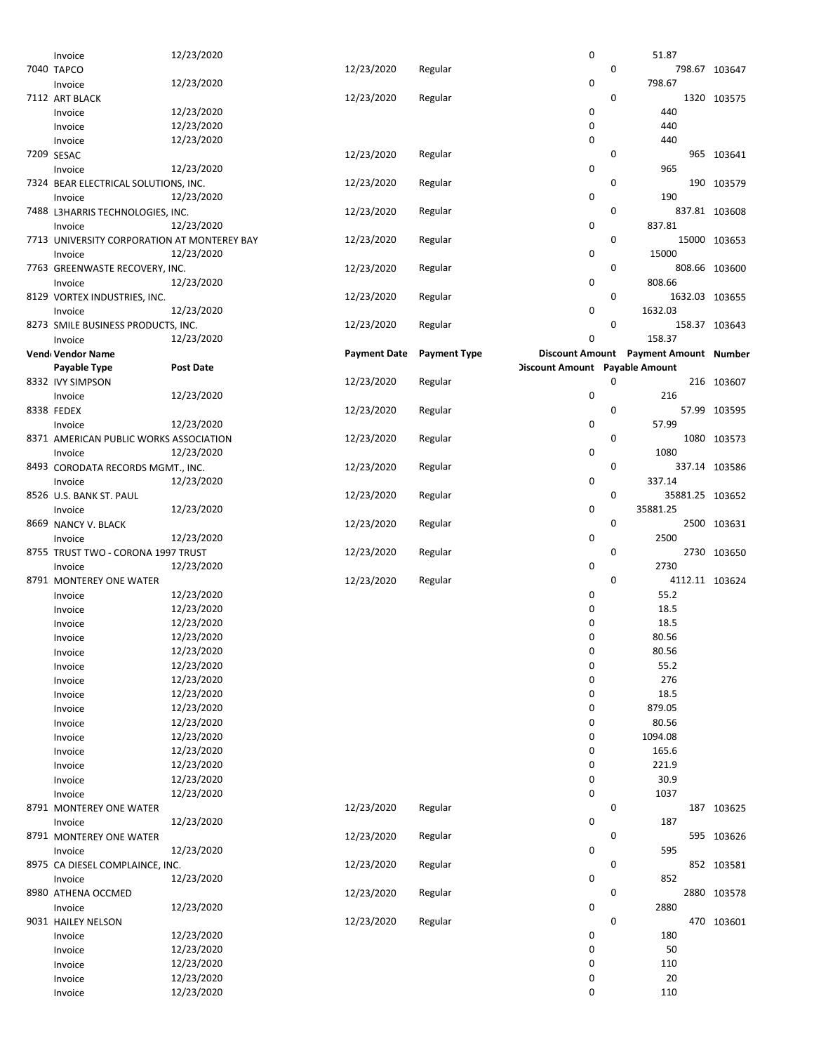| Vendor | Vendor Name | Payment Date | Payment Type | Discount Amount | Payment Amount | Number |
|---|---|---|---|---|---|---|
| | Payable Type / Post Date | | | Discount Amount | Payable Amount | |
| | Invoice 12/23/2020 | | | 0 | 51.87 | |
| 7040 | TAPCO | 12/23/2020 | Regular | 0 | 798.67 | 103647 |
| | Invoice 12/23/2020 | | | 0 | 798.67 | |
| 7112 | ART BLACK | 12/23/2020 | Regular | 0 | 1320 | 103575 |
| | Invoice 12/23/2020 | | | 0 | 440 | |
| | Invoice 12/23/2020 | | | 0 | 440 | |
| | Invoice 12/23/2020 | | | 0 | 440 | |
| 7209 | SESAC | 12/23/2020 | Regular | 0 | 965 | 103641 |
| | Invoice 12/23/2020 | | | 0 | 965 | |
| 7324 | BEAR ELECTRICAL SOLUTIONS, INC. | 12/23/2020 | Regular | 0 | 190 | 103579 |
| | Invoice 12/23/2020 | | | 0 | 190 | |
| 7488 | L3HARRIS TECHNOLOGIES, INC. | 12/23/2020 | Regular | 0 | 837.81 | 103608 |
| | Invoice 12/23/2020 | | | 0 | 837.81 | |
| 7713 | UNIVERSITY CORPORATION AT MONTEREY BAY | 12/23/2020 | Regular | 0 | 15000 | 103653 |
| | Invoice 12/23/2020 | | | 0 | 15000 | |
| 7763 | GREENWASTE RECOVERY, INC. | 12/23/2020 | Regular | 0 | 808.66 | 103600 |
| | Invoice 12/23/2020 | | | 0 | 808.66 | |
| 8129 | VORTEX INDUSTRIES, INC. | 12/23/2020 | Regular | 0 | 1632.03 | 103655 |
| | Invoice 12/23/2020 | | | 0 | 1632.03 | |
| 8273 | SMILE BUSINESS PRODUCTS, INC. | 12/23/2020 | Regular | 0 | 158.37 | 103643 |
| | Invoice 12/23/2020 | | | 0 | 158.37 | |
| 8332 | IVY SIMPSON | 12/23/2020 | Regular | 0 | 216 | 103607 |
| | Invoice 12/23/2020 | | | 0 | 216 | |
| 8338 | FEDEX | 12/23/2020 | Regular | 0 | 57.99 | 103595 |
| | Invoice 12/23/2020 | | | 0 | 57.99 | |
| 8371 | AMERICAN PUBLIC WORKS ASSOCIATION | 12/23/2020 | Regular | 0 | 1080 | 103573 |
| | Invoice 12/23/2020 | | | 0 | 1080 | |
| 8493 | CORODATA RECORDS MGMT., INC. | 12/23/2020 | Regular | 0 | 337.14 | 103586 |
| | Invoice 12/23/2020 | | | 0 | 337.14 | |
| 8526 | U.S. BANK ST. PAUL | 12/23/2020 | Regular | 0 | 35881.25 | 103652 |
| | Invoice 12/23/2020 | | | 0 | 35881.25 | |
| 8669 | NANCY V. BLACK | 12/23/2020 | Regular | 0 | 2500 | 103631 |
| | Invoice 12/23/2020 | | | 0 | 2500 | |
| 8755 | TRUST TWO - CORONA 1997 TRUST | 12/23/2020 | Regular | 0 | 2730 | 103650 |
| | Invoice 12/23/2020 | | | 0 | 2730 | |
| 8791 | MONTEREY ONE WATER | 12/23/2020 | Regular | 0 | 4112.11 | 103624 |
| | Invoice 12/23/2020 | | | 0 | 55.2 | |
| | Invoice 12/23/2020 | | | 0 | 18.5 | |
| | Invoice 12/23/2020 | | | 0 | 18.5 | |
| | Invoice 12/23/2020 | | | 0 | 80.56 | |
| | Invoice 12/23/2020 | | | 0 | 80.56 | |
| | Invoice 12/23/2020 | | | 0 | 55.2 | |
| | Invoice 12/23/2020 | | | 0 | 276 | |
| | Invoice 12/23/2020 | | | 0 | 18.5 | |
| | Invoice 12/23/2020 | | | 0 | 879.05 | |
| | Invoice 12/23/2020 | | | 0 | 80.56 | |
| | Invoice 12/23/2020 | | | 0 | 1094.08 | |
| | Invoice 12/23/2020 | | | 0 | 165.6 | |
| | Invoice 12/23/2020 | | | 0 | 221.9 | |
| | Invoice 12/23/2020 | | | 0 | 30.9 | |
| | Invoice 12/23/2020 | | | 0 | 1037 | |
| 8791 | MONTEREY ONE WATER | 12/23/2020 | Regular | 0 | 187 | 103625 |
| | Invoice 12/23/2020 | | | 0 | 187 | |
| 8791 | MONTEREY ONE WATER | 12/23/2020 | Regular | 0 | 595 | 103626 |
| | Invoice 12/23/2020 | | | 0 | 595 | |
| 8975 | CA DIESEL COMPLAINCE, INC. | 12/23/2020 | Regular | 0 | 852 | 103581 |
| | Invoice 12/23/2020 | | | 0 | 852 | |
| 8980 | ATHENA OCCMED | 12/23/2020 | Regular | 0 | 2880 | 103578 |
| | Invoice 12/23/2020 | | | 0 | 2880 | |
| 9031 | HAILEY NELSON | 12/23/2020 | Regular | 0 | 470 | 103601 |
| | Invoice 12/23/2020 | | | 0 | 180 | |
| | Invoice 12/23/2020 | | | 0 | 50 | |
| | Invoice 12/23/2020 | | | 0 | 110 | |
| | Invoice 12/23/2020 | | | 0 | 20 | |
| | Invoice 12/23/2020 | | | 0 | 110 | |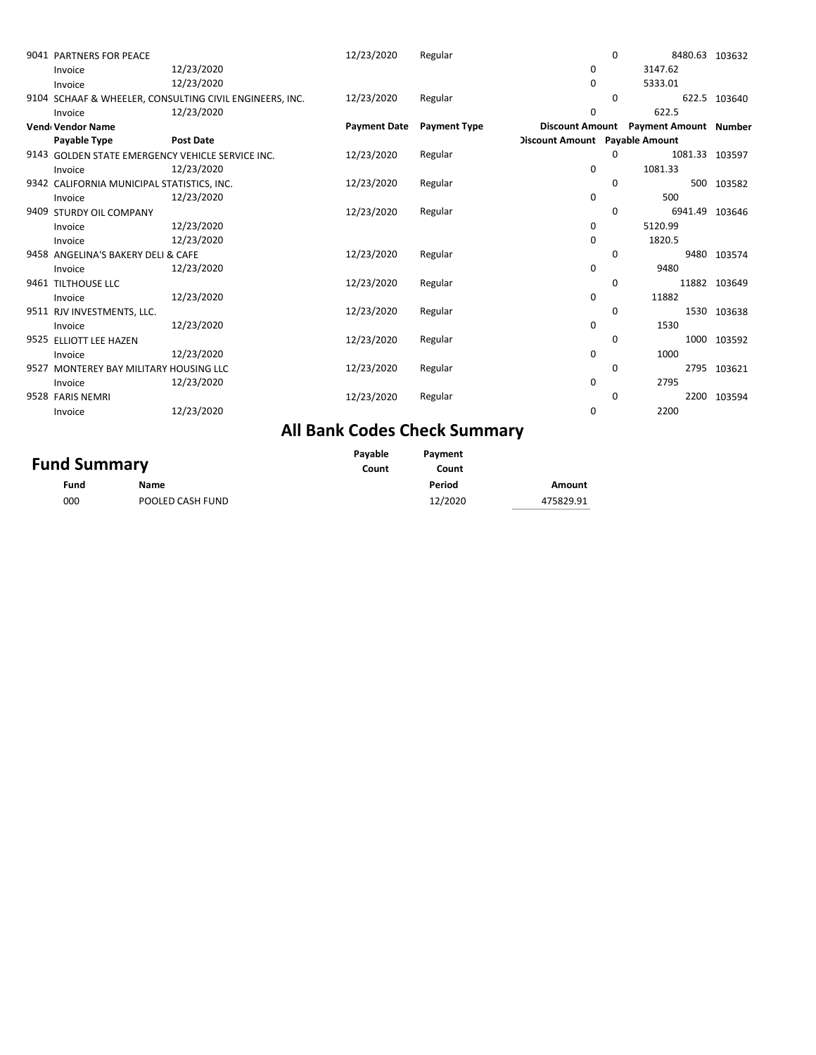| Vendor | Vendor Name | | Payment Date | Payment Type | Discount Amount | Payment Amount | Number |
|---|---|---|---|---|---|---|---|
| | Payable Type | Post Date | | | Discount Amount | Payable Amount | |
| 9041 | PARTNERS FOR PEACE | | 12/23/2020 | Regular | 0 | 8480.63 | 103632 |
| | Invoice | 12/23/2020 | | | 0 | 3147.62 | |
| | Invoice | 12/23/2020 | | | 0 | 5333.01 | |
| 9104 | SCHAAF & WHEELER, CONSULTING CIVIL ENGINEERS, INC. | | 12/23/2020 | Regular | 0 | 622.5 | 103640 |
| | Invoice | 12/23/2020 | | | 0 | 622.5 | |
| 9143 | GOLDEN STATE EMERGENCY VEHICLE SERVICE INC. | | 12/23/2020 | Regular | 0 | 1081.33 | 103597 |
| | Invoice | 12/23/2020 | | | 0 | 1081.33 | |
| 9342 | CALIFORNIA MUNICIPAL STATISTICS, INC. | | 12/23/2020 | Regular | 0 | 500 | 103582 |
| | Invoice | 12/23/2020 | | | 0 | 500 | |
| 9409 | STURDY OIL COMPANY | | 12/23/2020 | Regular | 0 | 6941.49 | 103646 |
| | Invoice | 12/23/2020 | | | 0 | 5120.99 | |
| | Invoice | 12/23/2020 | | | 0 | 1820.5 | |
| 9458 | ANGELINA'S BAKERY DELI & CAFE | | 12/23/2020 | Regular | 0 | 9480 | 103574 |
| | Invoice | 12/23/2020 | | | 0 | 9480 | |
| 9461 | TILTHOUSE LLC | | 12/23/2020 | Regular | 0 | 11882 | 103649 |
| | Invoice | 12/23/2020 | | | 0 | 11882 | |
| 9511 | RJV INVESTMENTS, LLC. | | 12/23/2020 | Regular | 0 | 1530 | 103638 |
| | Invoice | 12/23/2020 | | | 0 | 1530 | |
| 9525 | ELLIOTT LEE HAZEN | | 12/23/2020 | Regular | 0 | 1000 | 103592 |
| | Invoice | 12/23/2020 | | | 0 | 1000 | |
| 9527 | MONTEREY BAY MILITARY HOUSING LLC | | 12/23/2020 | Regular | 0 | 2795 | 103621 |
| | Invoice | 12/23/2020 | | | 0 | 2795 | |
| 9528 | FARIS NEMRI | | 12/23/2020 | Regular | 0 | 2200 | 103594 |
| | Invoice | 12/23/2020 | | | 0 | 2200 | |

## All Bank Codes Check Summary

## Fund Summary

| Fund | Name | Payable Count | Payment Count / Period | Amount |
|---|---|---|---|---|
| 000 | POOLED CASH FUND | | 12/2020 | 475829.91 |